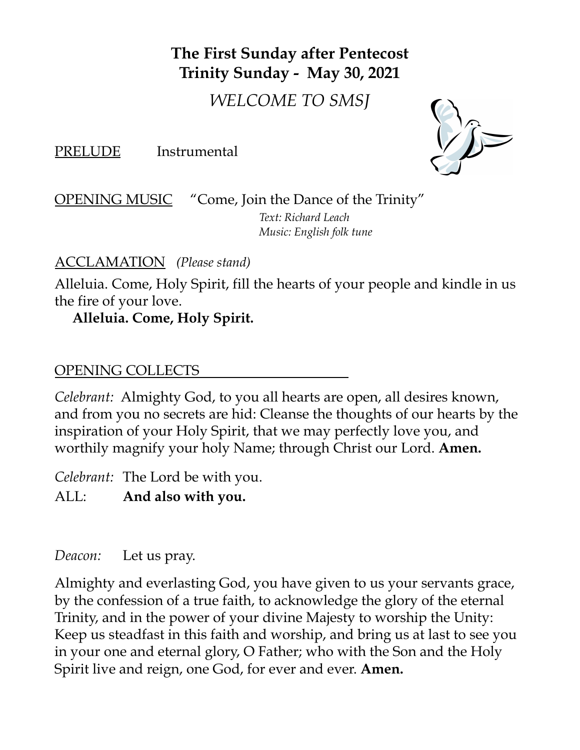# The First Sunday after Pentecost
# Trinity Sunday - May 30, 2021

*WELCOME TO SMSJ*

PRELUDE Instrumental

OPENING MUSIC "Come, Join the Dance of the Trinity"
*Text: Richard Leach*
*Music: English folk tune*

ACCLAMATION *(Please stand)*

Alleluia. Come, Holy Spirit, fill the hearts of your people and kindle in us the fire of your love.

**Alleluia. Come, Holy Spirit.**

OPENING COLLECTS

*Celebrant:* Almighty God, to you all hearts are open, all desires known, and from you no secrets are hid: Cleanse the thoughts of our hearts by the inspiration of your Holy Spirit, that we may perfectly love you, and worthily magnify your holy Name; through Christ our Lord. **Amen.**

*Celebrant:* The Lord be with you.
ALL: **And also with you.**

*Deacon:* Let us pray.

Almighty and everlasting God, you have given to us your servants grace, by the confession of a true faith, to acknowledge the glory of the eternal Trinity, and in the power of your divine Majesty to worship the Unity: Keep us steadfast in this faith and worship, and bring us at last to see you in your one and eternal glory, O Father; who with the Son and the Holy Spirit live and reign, one God, for ever and ever. **Amen.**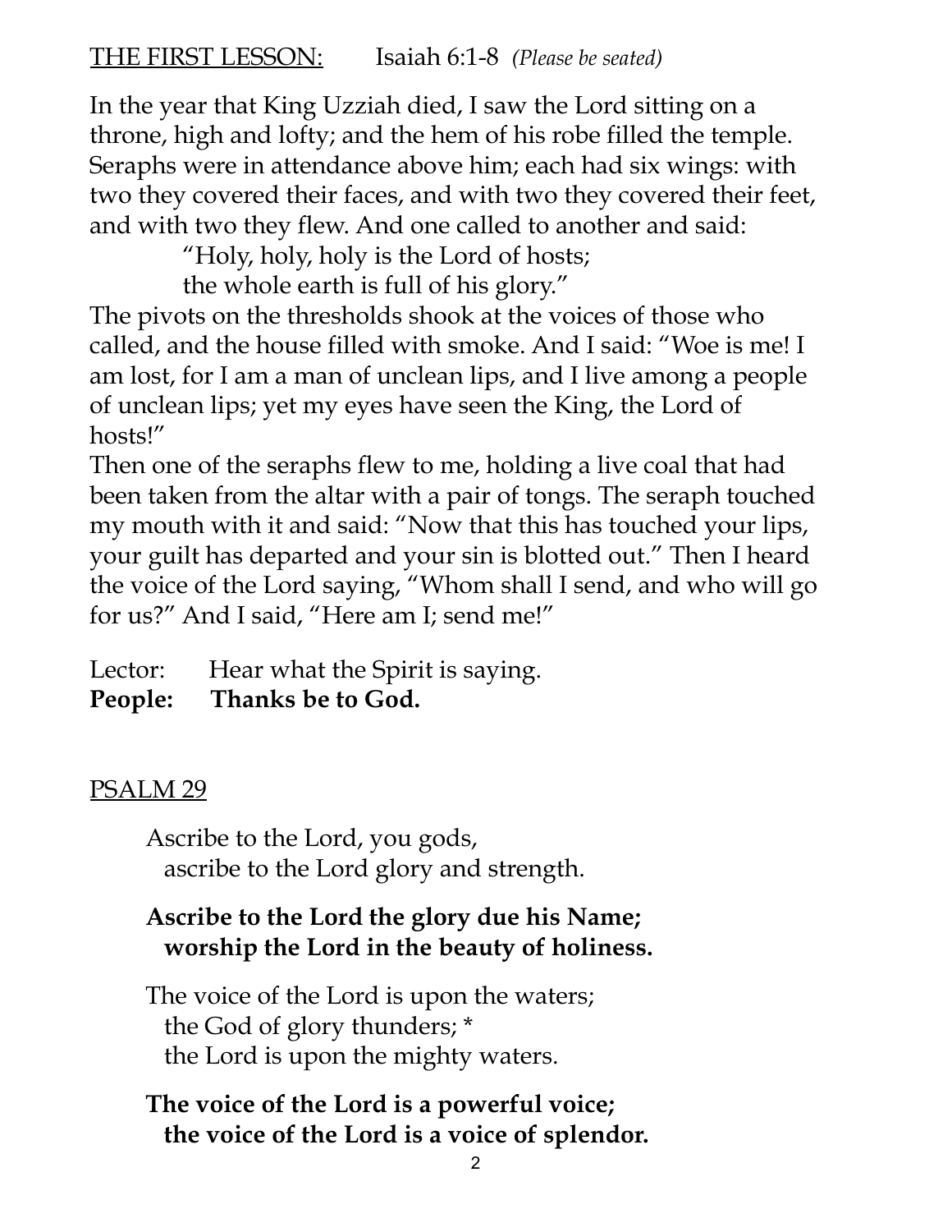THE FIRST LESSON: Isaiah 6:1-8 *(Please be seated)*

In the year that King Uzziah died, I saw the Lord sitting on a throne, high and lofty; and the hem of his robe filled the temple. Seraphs were in attendance above him; each had six wings: with two they covered their faces, and with two they covered their feet, and with two they flew. And one called to another and said:

> "Holy, holy, holy is the Lord of hosts;
> the whole earth is full of his glory."

The pivots on the thresholds shook at the voices of those who called, and the house filled with smoke. And I said: "Woe is me! I am lost, for I am a man of unclean lips, and I live among a people of unclean lips; yet my eyes have seen the King, the Lord of hosts!"

Then one of the seraphs flew to me, holding a live coal that had been taken from the altar with a pair of tongs. The seraph touched my mouth with it and said: "Now that this has touched your lips, your guilt has departed and your sin is blotted out." Then I heard the voice of the Lord saying, "Whom shall I send, and who will go for us?" And I said, "Here am I; send me!"

Lector: Hear what the Spirit is saying.
**People: Thanks be to God.**

PSALM 29

Ascribe to the Lord, you gods,
ascribe to the Lord glory and strength.

**Ascribe to the Lord the glory due his Name;**
**worship the Lord in the beauty of holiness.**

The voice of the Lord is upon the waters;
the God of glory thunders; *
the Lord is upon the mighty waters.

**The voice of the Lord is a powerful voice;**
**the voice of the Lord is a voice of splendor.**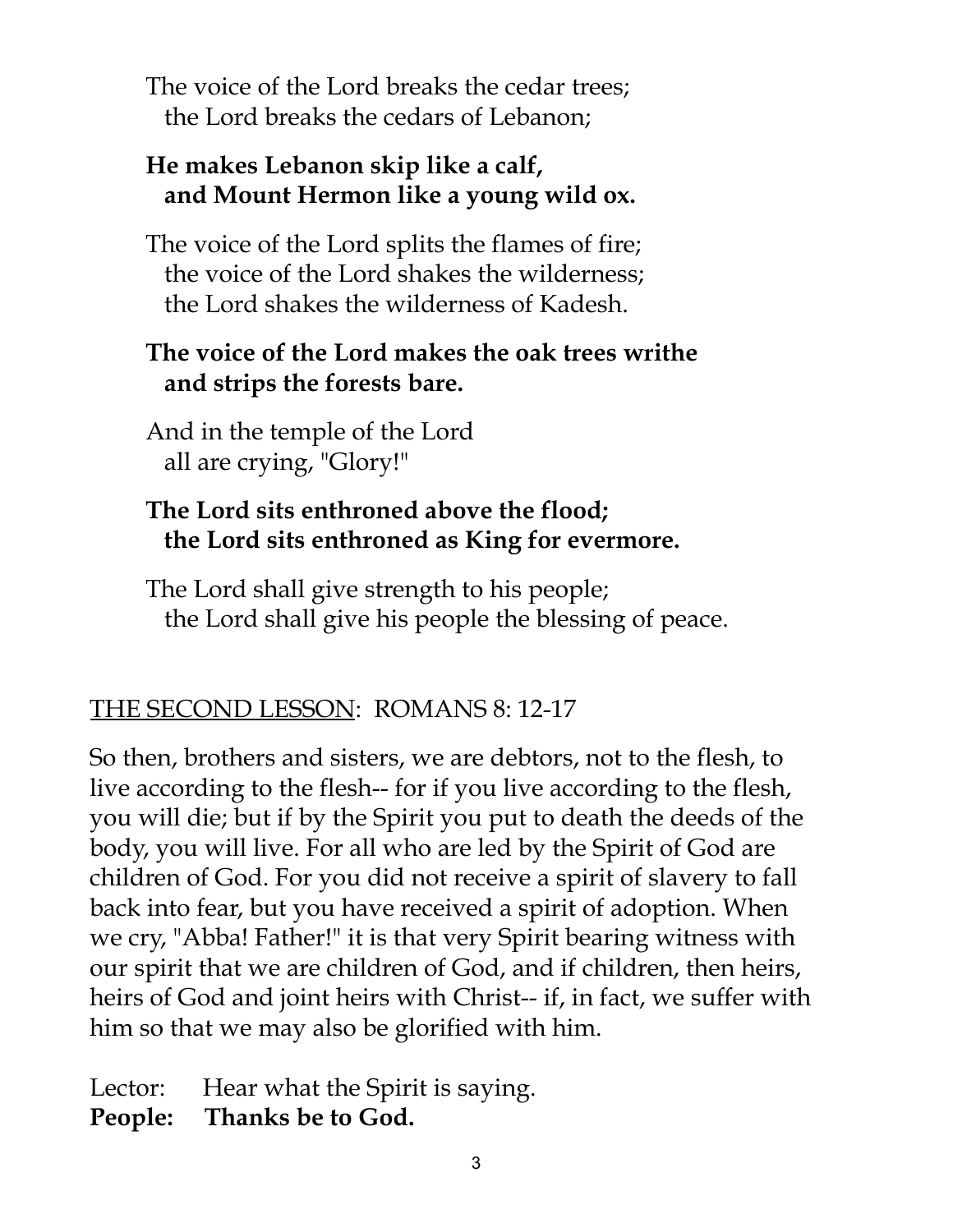The voice of the Lord breaks the cedar trees;
the Lord breaks the cedars of Lebanon;

**He makes Lebanon skip like a calf,**
**and Mount Hermon like a young wild ox.**

The voice of the Lord splits the flames of fire;
the voice of the Lord shakes the wilderness;
the Lord shakes the wilderness of Kadesh.

**The voice of the Lord makes the oak trees writhe**
**and strips the forests bare.**

And in the temple of the Lord
all are crying, "Glory!"

**The Lord sits enthroned above the flood;**
**the Lord sits enthroned as King for evermore.**

The Lord shall give strength to his people;
the Lord shall give his people the blessing of peace.

<u>THE SECOND LESSON</u>: ROMANS 8: 12-17

So then, brothers and sisters, we are debtors, not to the flesh, to live according to the flesh-- for if you live according to the flesh, you will die; but if by the Spirit you put to death the deeds of the body, you will live. For all who are led by the Spirit of God are children of God. For you did not receive a spirit of slavery to fall back into fear, but you have received a spirit of adoption. When we cry, "Abba! Father!" it is that very Spirit bearing witness with our spirit that we are children of God, and if children, then heirs, heirs of God and joint heirs with Christ-- if, in fact, we suffer with him so that we may also be glorified with him.

Lector: Hear what the Spirit is saying.
**People: Thanks be to God.**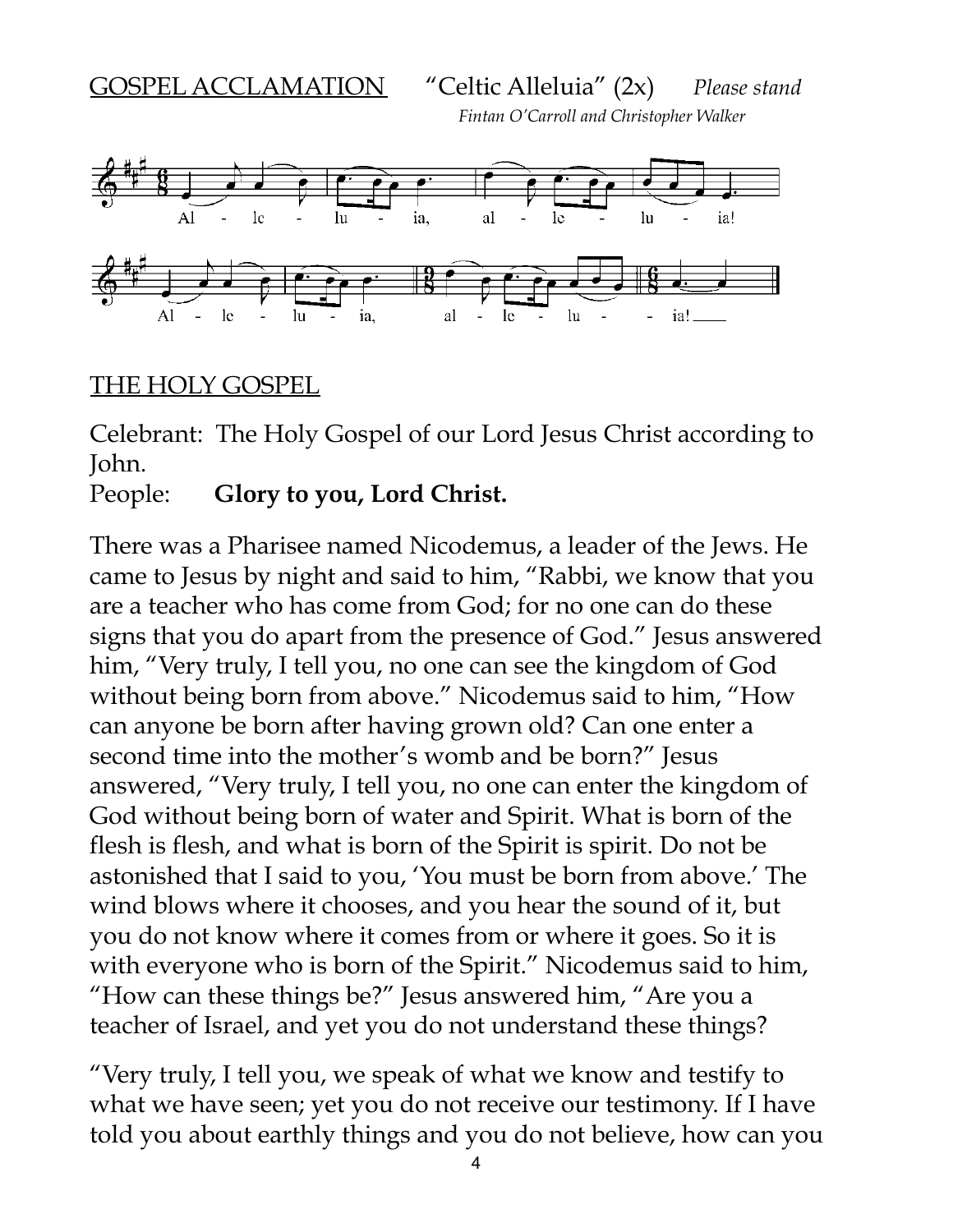GOSPEL ACCLAMATION "Celtic Alleluia" (2x) *Please stand*

*Fintan O'Carroll and Christopher Walker*

Al - le - lu - ia, al - le - lu - ia!

Al - le - lu - ia, al - le - lu - - ia!

THE HOLY GOSPEL

Celebrant: The Holy Gospel of our Lord Jesus Christ according to John.

People: **Glory to you, Lord Christ.**

There was a Pharisee named Nicodemus, a leader of the Jews. He came to Jesus by night and said to him, "Rabbi, we know that you are a teacher who has come from God; for no one can do these signs that you do apart from the presence of God." Jesus answered him, "Very truly, I tell you, no one can see the kingdom of God without being born from above." Nicodemus said to him, "How can anyone be born after having grown old? Can one enter a second time into the mother's womb and be born?" Jesus answered, "Very truly, I tell you, no one can enter the kingdom of God without being born of water and Spirit. What is born of the flesh is flesh, and what is born of the Spirit is spirit. Do not be astonished that I said to you, 'You must be born from above.' The wind blows where it chooses, and you hear the sound of it, but you do not know where it comes from or where it goes. So it is with everyone who is born of the Spirit." Nicodemus said to him, "How can these things be?" Jesus answered him, "Are you a teacher of Israel, and yet you do not understand these things?

"Very truly, I tell you, we speak of what we know and testify to what we have seen; yet you do not receive our testimony. If I have told you about earthly things and you do not believe, how can you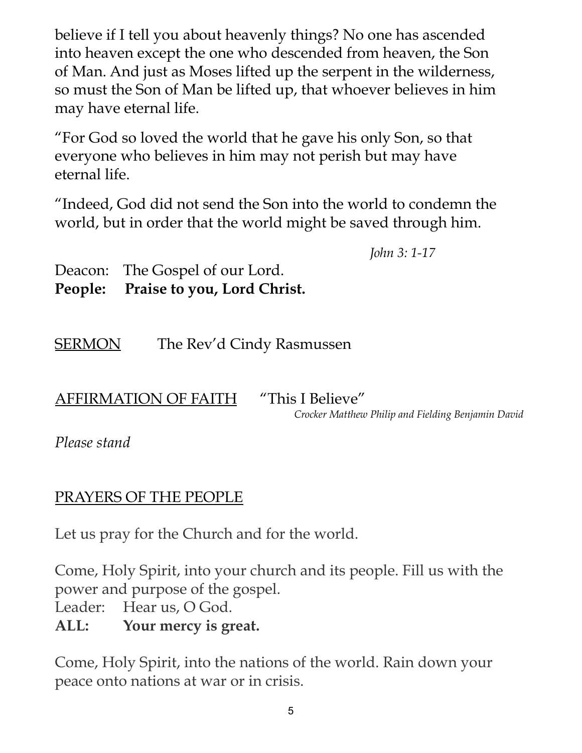believe if I tell you about heavenly things? No one has ascended into heaven except the one who descended from heaven, the Son of Man. And just as Moses lifted up the serpent in the wilderness, so must the Son of Man be lifted up, that whoever believes in him may have eternal life.

"For God so loved the world that he gave his only Son, so that everyone who believes in him may not perish but may have eternal life.

"Indeed, God did not send the Son into the world to condemn the world, but in order that the world might be saved through him.

*John 3: 1-17*

Deacon: The Gospel of our Lord.
**People: Praise to you, Lord Christ.**

SERMON The Rev'd Cindy Rasmussen

AFFIRMATION OF FAITH "This I Believe"
*Crocker Matthew Philip and Fielding Benjamin David*

*Please stand*

PRAYERS OF THE PEOPLE

Let us pray for the Church and for the world.

Come, Holy Spirit, into your church and its people. Fill us with the power and purpose of the gospel.
Leader: Hear us, O God.
**ALL: Your mercy is great.**

Come, Holy Spirit, into the nations of the world. Rain down your peace onto nations at war or in crisis.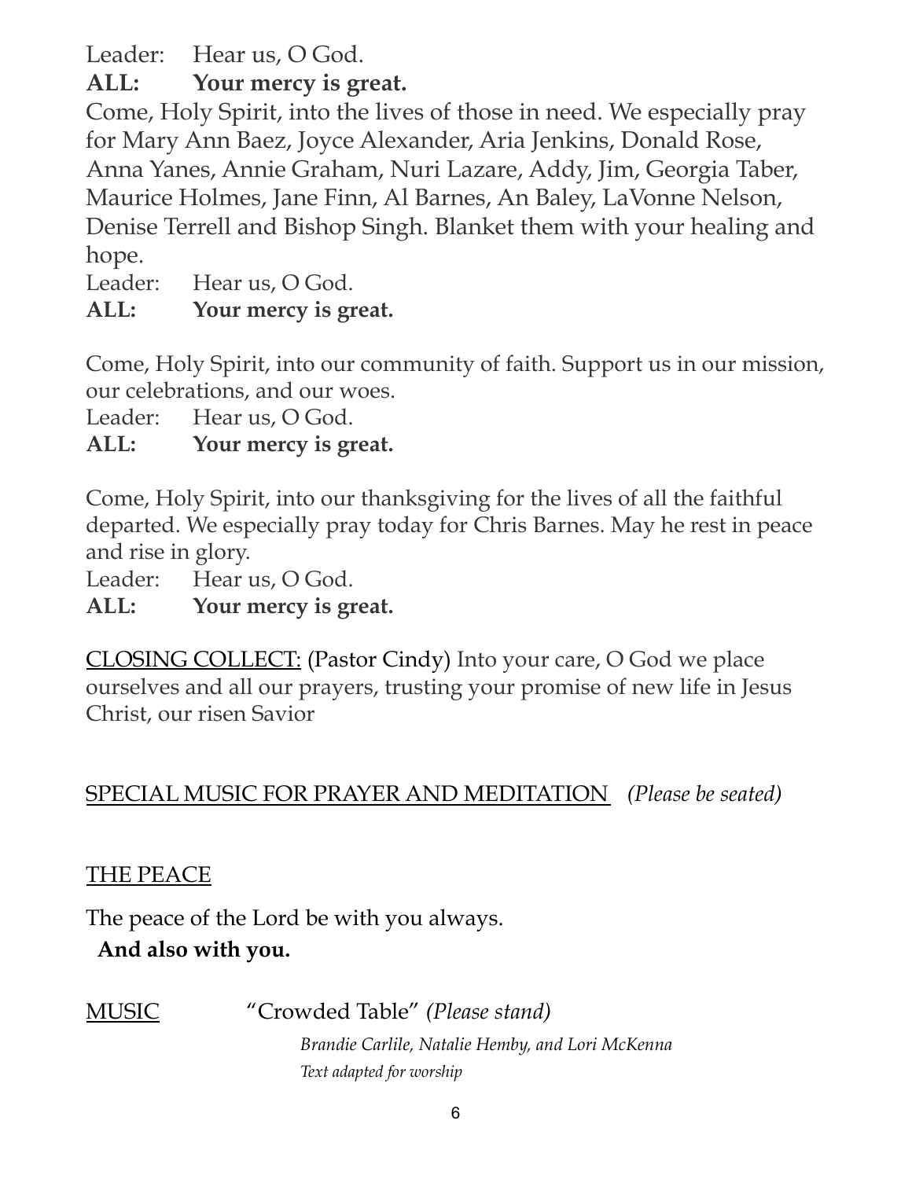Leader: Hear us, O God.

**ALL: Your mercy is great.**

Come, Holy Spirit, into the lives of those in need. We especially pray for Mary Ann Baez, Joyce Alexander, Aria Jenkins, Donald Rose, Anna Yanes, Annie Graham, Nuri Lazare, Addy, Jim, Georgia Taber, Maurice Holmes, Jane Finn, Al Barnes, An Baley, LaVonne Nelson, Denise Terrell and Bishop Singh. Blanket them with your healing and hope.

Leader: Hear us, O God.

**ALL: Your mercy is great.**

Come, Holy Spirit, into our community of faith. Support us in our mission, our celebrations, and our woes.

Leader: Hear us, O God.

**ALL: Your mercy is great.**

Come, Holy Spirit, into our thanksgiving for the lives of all the faithful departed. We especially pray today for Chris Barnes. May he rest in peace and rise in glory.

Leader: Hear us, O God.

**ALL: Your mercy is great.**

CLOSING COLLECT: (Pastor Cindy) Into your care, O God we place ourselves and all our prayers, trusting your promise of new life in Jesus Christ, our risen Savior

SPECIAL MUSIC FOR PRAYER AND MEDITATION *(Please be seated)*

THE PEACE

The peace of the Lord be with you always.

**And also with you.**

MUSIC "Crowded Table" *(Please stand)*

*Brandie Carlile, Natalie Hemby, and Lori McKenna*

*Text adapted for worship*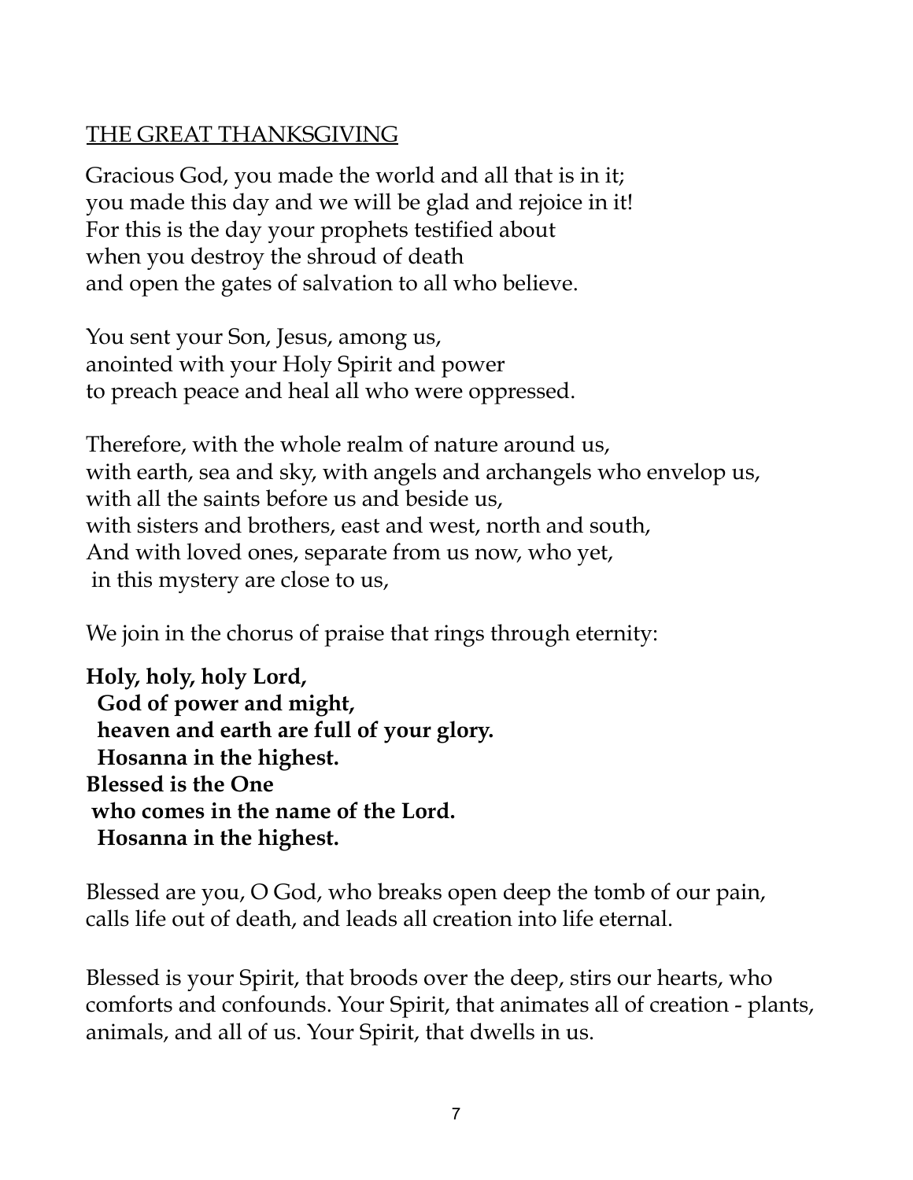## THE GREAT THANKSGIVING

Gracious God, you made the world and all that is in it;
you made this day and we will be glad and rejoice in it!
For this is the day your prophets testified about
when you destroy the shroud of death
and open the gates of salvation to all who believe.

You sent your Son, Jesus, among us,
anointed with your Holy Spirit and power
to preach peace and heal all who were oppressed.

Therefore, with the whole realm of nature around us,
with earth, sea and sky, with angels and archangels who envelop us,
with all the saints before us and beside us,
with sisters and brothers, east and west, north and south,
And with loved ones, separate from us now, who yet,
in this mystery are close to us,

We join in the chorus of praise that rings through eternity:

**Holy, holy, holy Lord,**
**God of power and might,**
**heaven and earth are full of your glory.**
**Hosanna in the highest.**
**Blessed is the One**
**who comes in the name of the Lord.**
**Hosanna in the highest.**

Blessed are you, O God, who breaks open deep the tomb of our pain,
calls life out of death, and leads all creation into life eternal.

Blessed is your Spirit, that broods over the deep, stirs our hearts, who comforts and confounds. Your Spirit, that animates all of creation - plants, animals, and all of us. Your Spirit, that dwells in us.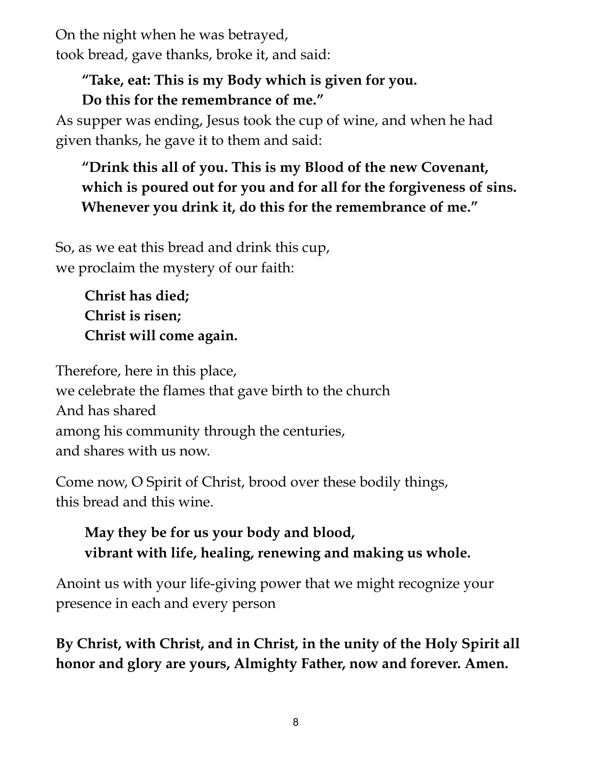On the night when he was betrayed,
took bread, gave thanks, broke it, and said:

> **"Take, eat: This is my Body which is given for you.**
> **Do this for the remembrance of me."**

As supper was ending, Jesus took the cup of wine, and when he had given thanks, he gave it to them and said:

> **"Drink this all of you. This is my Blood of the new Covenant,**
> **which is poured out for you and for all for the forgiveness of sins.**
> **Whenever you drink it, do this for the remembrance of me."**

So, as we eat this bread and drink this cup,
we proclaim the mystery of our faith:

> **Christ has died;**
> **Christ is risen;**
> **Christ will come again.**

Therefore, here in this place,
we celebrate the flames that gave birth to the church
And has shared
among his community through the centuries,
and shares with us now.

Come now, O Spirit of Christ, brood over these bodily things,
this bread and this wine.

> **May they be for us your body and blood,**
> **vibrant with life, healing, renewing and making us whole.**

Anoint us with your life-giving power that we might recognize your presence in each and every person

**By Christ, with Christ, and in Christ, in the unity of the Holy Spirit all honor and glory are yours, Almighty Father, now and forever. Amen.**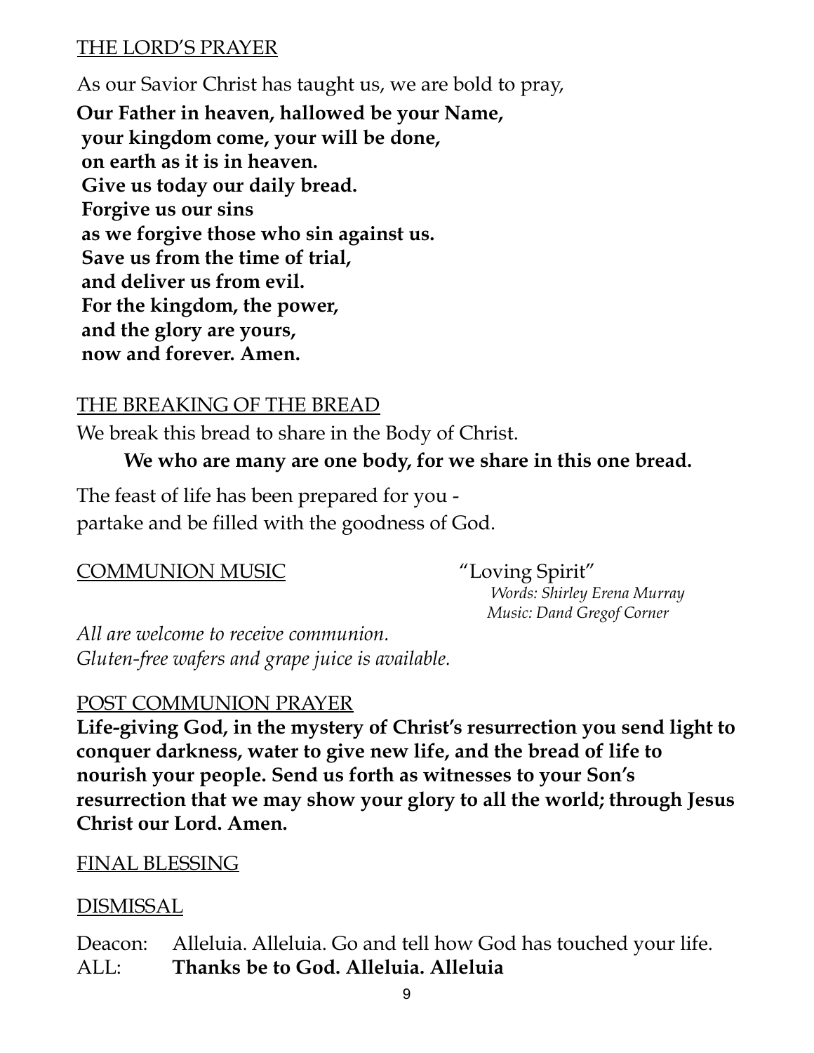THE LORD'S PRAYER

As our Savior Christ has taught us, we are bold to pray,

**Our Father in heaven, hallowed be your Name,**
**your kingdom come, your will be done,**
**on earth as it is in heaven.**
**Give us today our daily bread.**
**Forgive us our sins**
**as we forgive those who sin against us.**
**Save us from the time of trial,**
**and deliver us from evil.**
**For the kingdom, the power,**
**and the glory are yours,**
**now and forever. Amen.**

THE BREAKING OF THE BREAD

We break this bread to share in the Body of Christ.

**We who are many are one body, for we share in this one bread.**

The feast of life has been prepared for you -
partake and be filled with the goodness of God.

COMMUNION MUSIC "Loving Spirit"
*Words: Shirley Erena Murray*
*Music: Dand Gregof Corner*

*All are welcome to receive communion.*
*Gluten-free wafers and grape juice is available.*

POST COMMUNION PRAYER

**Life-giving God, in the mystery of Christ's resurrection you send light to conquer darkness, water to give new life, and the bread of life to nourish your people. Send us forth as witnesses to your Son's resurrection that we may show your glory to all the world; through Jesus Christ our Lord. Amen.**

FINAL BLESSING

DISMISSAL

Deacon: Alleluia. Alleluia. Go and tell how God has touched your life.
ALL: **Thanks be to God. Alleluia. Alleluia**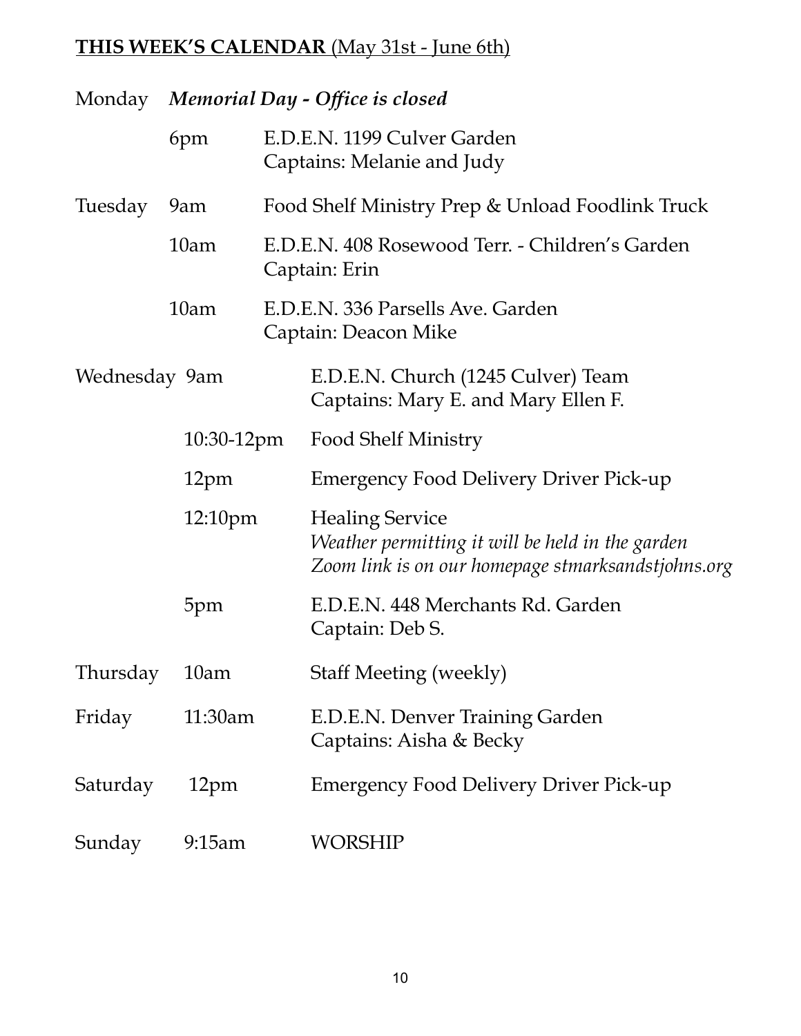**<u>THIS WEEK'S CALENDAR</u>** <u>(May 31st - June 6th)</u>

Monday ***Memorial Day - Office is closed***

| | | |
|---|---|---|
| | 6pm | E.D.E.N. 1199 Culver Garden<br>Captains: Melanie and Judy |
| Tuesday | 9am | Food Shelf Ministry Prep & Unload Foodlink Truck |
| | 10am | E.D.E.N. 408 Rosewood Terr. - Children's Garden<br>Captain: Erin |
| | 10am | E.D.E.N. 336 Parsells Ave. Garden<br>Captain: Deacon Mike |
| Wednesday | 9am | E.D.E.N. Church (1245 Culver) Team<br>Captains: Mary E. and Mary Ellen F. |
| | 10:30-12pm | Food Shelf Ministry |
| | 12pm | Emergency Food Delivery Driver Pick-up |
| | 12:10pm | Healing Service<br>*Weather permitting it will be held in the garden*<br>*Zoom link is on our homepage stmarksandstjohns.org* |
| | 5pm | E.D.E.N. 448 Merchants Rd. Garden<br>Captain: Deb S. |
| Thursday | 10am | Staff Meeting (weekly) |
| Friday | 11:30am | E.D.E.N. Denver Training Garden<br>Captains: Aisha & Becky |
| Saturday | 12pm | Emergency Food Delivery Driver Pick-up |
| Sunday | 9:15am | WORSHIP |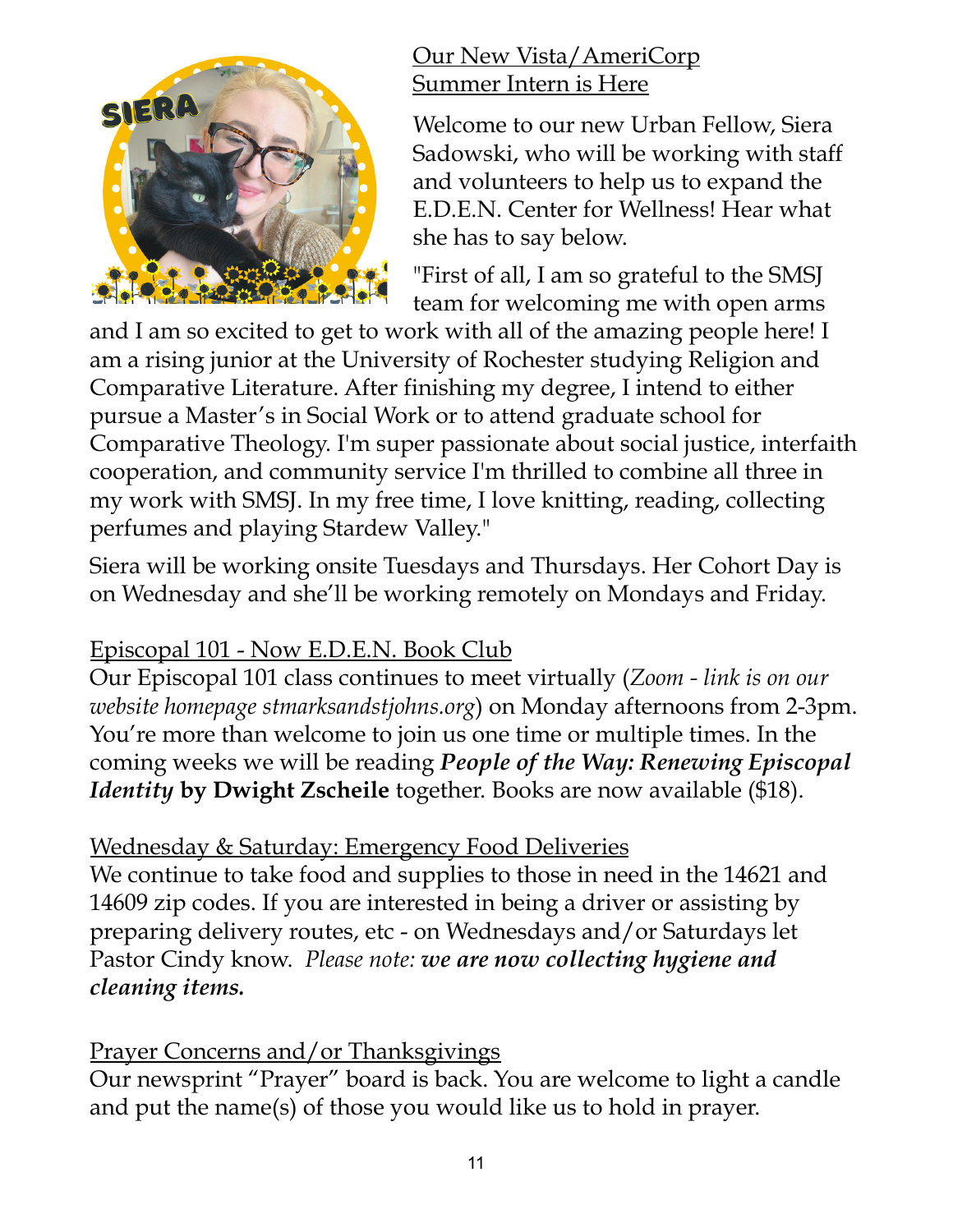## Our New Vista/AmeriCorp Summer Intern is Here

Welcome to our new Urban Fellow, Siera Sadowski, who will be working with staff and volunteers to help us to expand the E.D.E.N. Center for Wellness! Hear what she has to say below.

"First of all, I am so grateful to the SMSJ team for welcoming me with open arms and I am so excited to get to work with all of the amazing people here! I am a rising junior at the University of Rochester studying Religion and Comparative Literature. After finishing my degree, I intend to either pursue a Master's in Social Work or to attend graduate school for Comparative Theology. I'm super passionate about social justice, interfaith cooperation, and community service I'm thrilled to combine all three in my work with SMSJ. In my free time, I love knitting, reading, collecting perfumes and playing Stardew Valley."

Siera will be working onsite Tuesdays and Thursdays. Her Cohort Day is on Wednesday and she'll be working remotely on Mondays and Friday.

## Episcopal 101 - Now E.D.E.N. Book Club

Our Episcopal 101 class continues to meet virtually (*Zoom - link is on our website homepage stmarksandstjohns.org*) on Monday afternoons from 2-3pm. You're more than welcome to join us one time or multiple times. In the coming weeks we will be reading ***People of the Way: Renewing Episcopal Identity* by Dwight Zscheile** together. Books are now available ($18).

## Wednesday & Saturday: Emergency Food Deliveries

We continue to take food and supplies to those in need in the 14621 and 14609 zip codes. If you are interested in being a driver or assisting by preparing delivery routes, etc - on Wednesdays and/or Saturdays let Pastor Cindy know. *Please note:* ***we are now collecting hygiene and cleaning items.***

## Prayer Concerns and/or Thanksgivings

Our newsprint "Prayer" board is back. You are welcome to light a candle and put the name(s) of those you would like us to hold in prayer.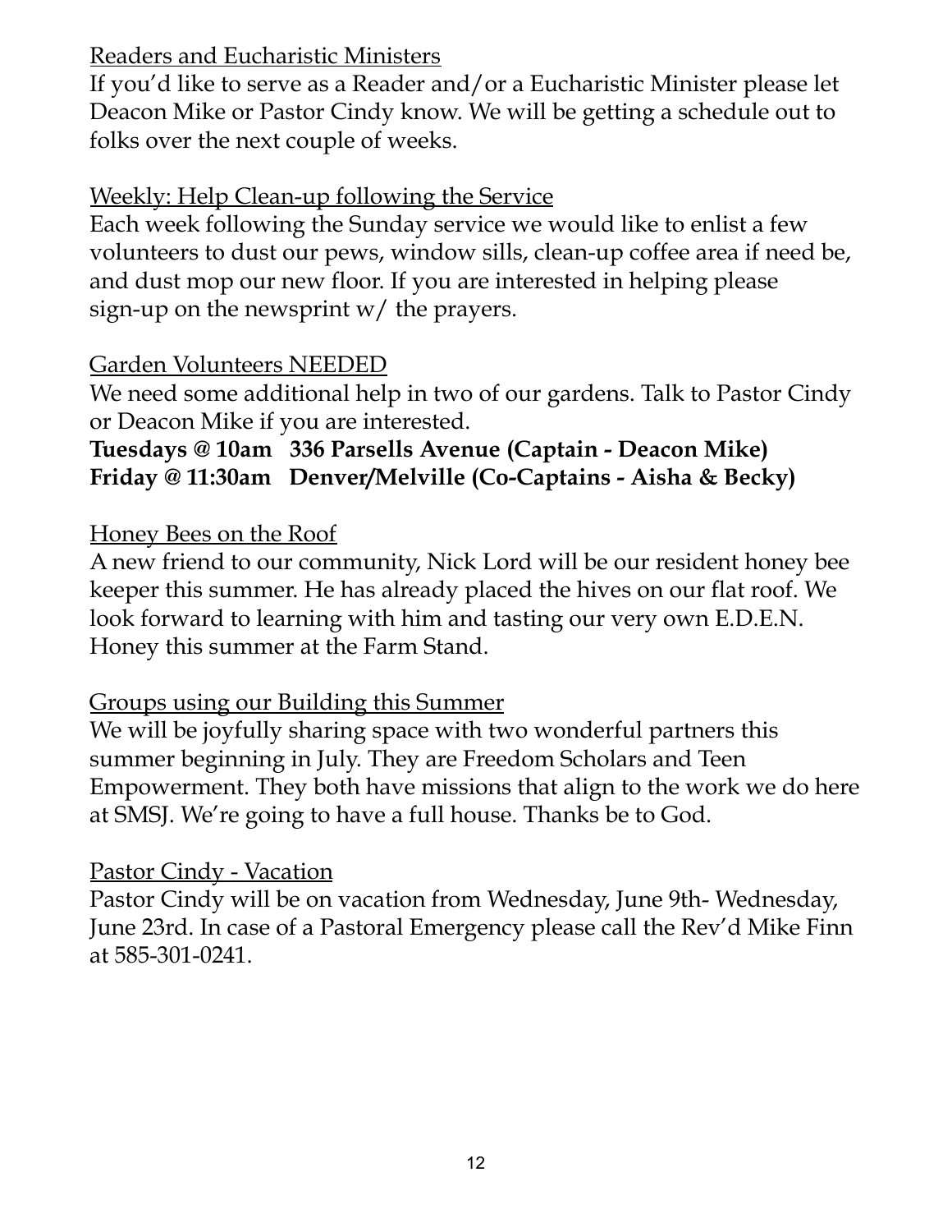Readers and Eucharistic Ministers

If you'd like to serve as a Reader and/or a Eucharistic Minister please let Deacon Mike or Pastor Cindy know. We will be getting a schedule out to folks over the next couple of weeks.

Weekly: Help Clean-up following the Service

Each week following the Sunday service we would like to enlist a few volunteers to dust our pews, window sills, clean-up coffee area if need be, and dust mop our new floor. If you are interested in helping please sign-up on the newsprint w/ the prayers.

Garden Volunteers NEEDED

We need some additional help in two of our gardens. Talk to Pastor Cindy or Deacon Mike if you are interested.

**Tuesdays @ 10am 336 Parsells Avenue (Captain - Deacon Mike)**
**Friday @ 11:30am Denver/Melville (Co-Captains - Aisha & Becky)**

Honey Bees on the Roof

A new friend to our community, Nick Lord will be our resident honey bee keeper this summer. He has already placed the hives on our flat roof. We look forward to learning with him and tasting our very own E.D.E.N. Honey this summer at the Farm Stand.

Groups using our Building this Summer

We will be joyfully sharing space with two wonderful partners this summer beginning in July. They are Freedom Scholars and Teen Empowerment. They both have missions that align to the work we do here at SMSJ. We're going to have a full house. Thanks be to God.

Pastor Cindy - Vacation

Pastor Cindy will be on vacation from Wednesday, June 9th- Wednesday, June 23rd. In case of a Pastoral Emergency please call the Rev'd Mike Finn at 585-301-0241.